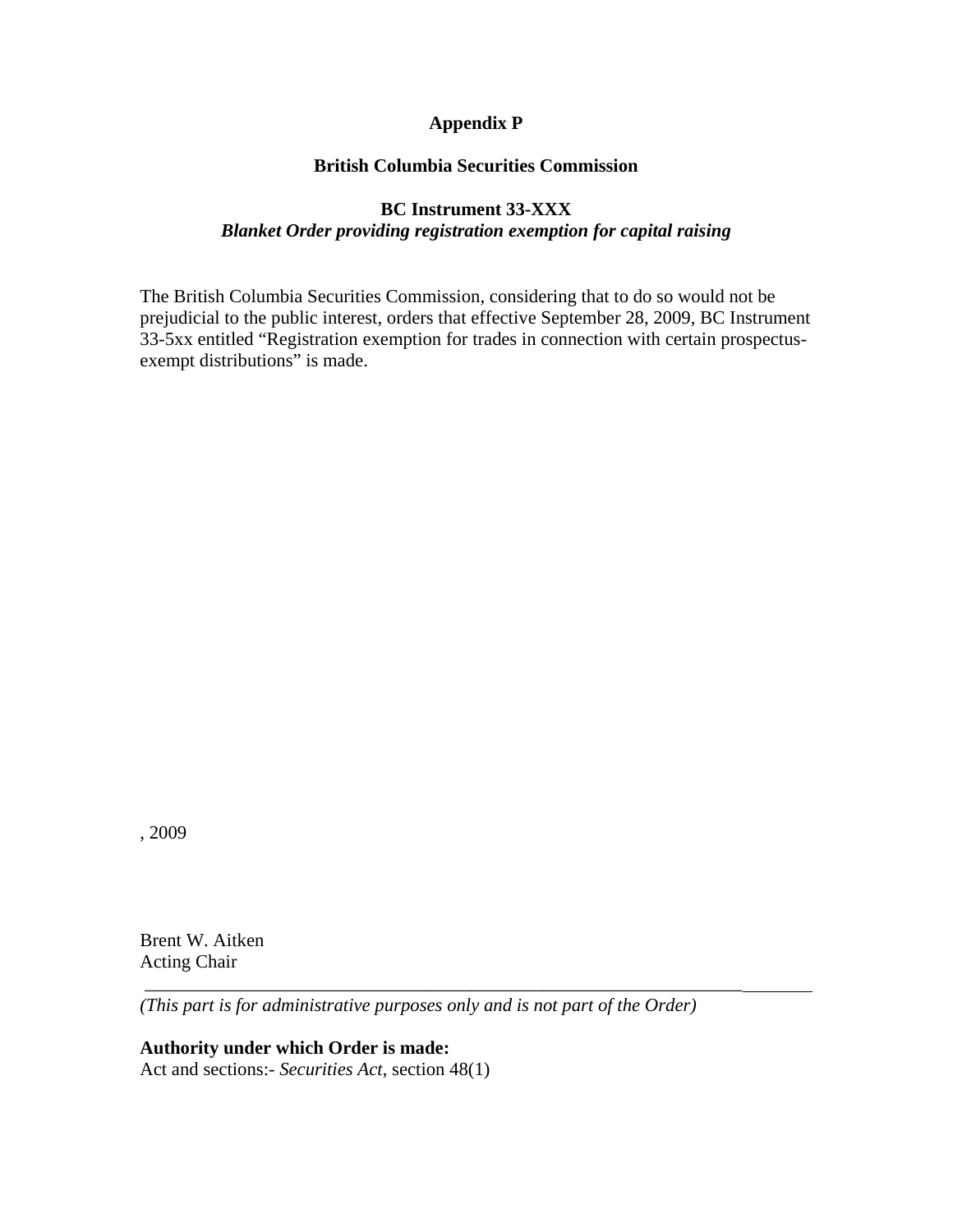**Appendix P**

**British Columbia Securities Commission**

**BC Instrument 33-XXX**
***Blanket Order providing registration exemption for capital raising***

The British Columbia Securities Commission, considering that to do so would not be prejudicial to the public interest, orders that effective September 28, 2009, BC Instrument 33-5xx entitled "Registration exemption for trades in connection with certain prospectus-exempt distributions" is made.

, 2009

Brent W. Aitken
Acting Chair

---

*(This part is for administrative purposes only and is not part of the Order)*

**Authority under which Order is made:**
Act and sections:- *Securities Act*, section 48(1)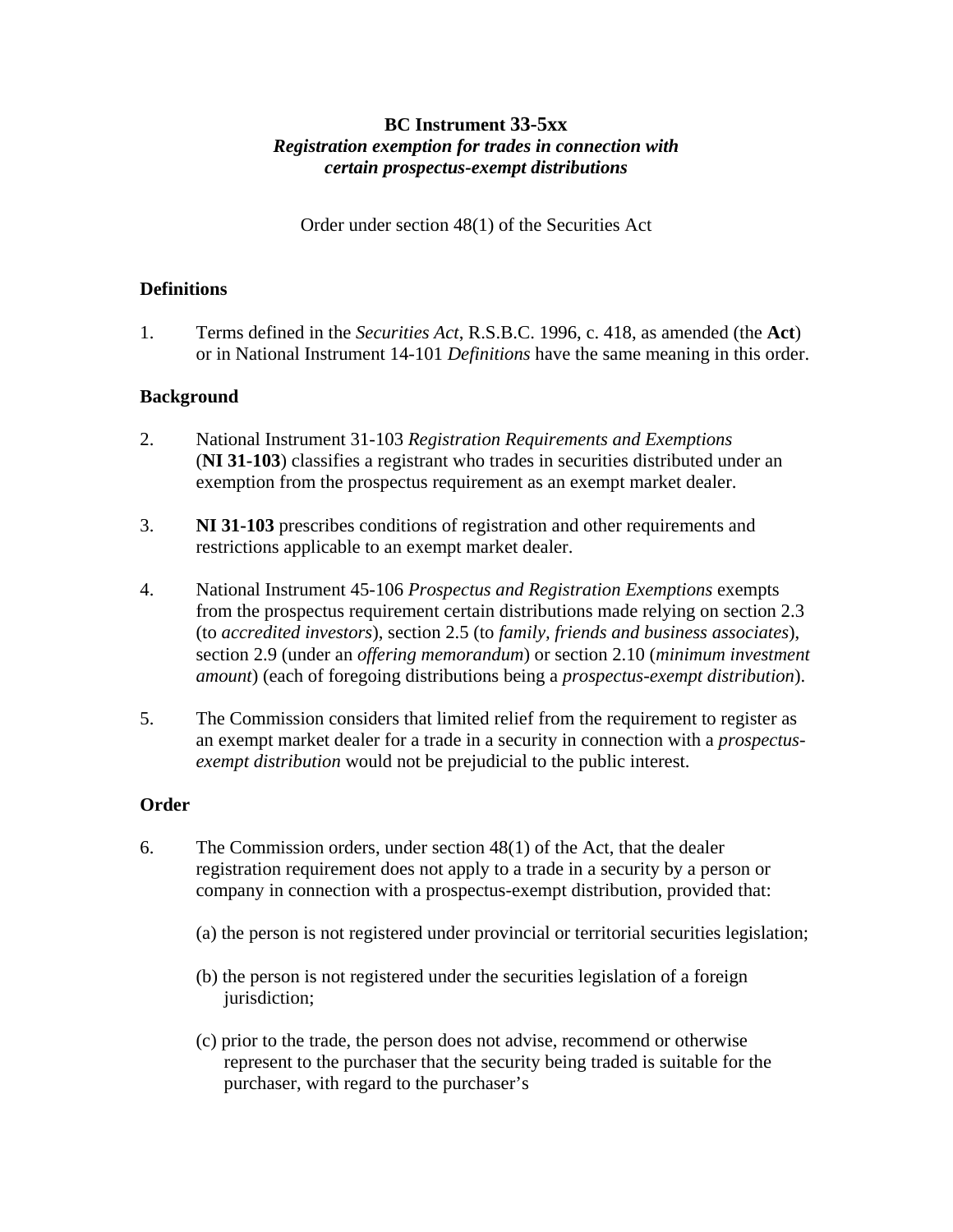**BC Instrument 33-5xx**
***Registration exemption for trades in connection with certain prospectus-exempt distributions***

Order under section 48(1) of the Securities Act

## Definitions

1. Terms defined in the *Securities Act*, R.S.B.C. 1996, c. 418, as amended (the **Act**) or in National Instrument 14-101 *Definitions* have the same meaning in this order.

## Background

2. National Instrument 31-103 *Registration Requirements and Exemptions* (**NI 31-103**) classifies a registrant who trades in securities distributed under an exemption from the prospectus requirement as an exempt market dealer.

3. **NI 31-103** prescribes conditions of registration and other requirements and restrictions applicable to an exempt market dealer.

4. National Instrument 45-106 *Prospectus and Registration Exemptions* exempts from the prospectus requirement certain distributions made relying on section 2.3 (to *accredited investors*), section 2.5 (to *family, friends and business associates*), section 2.9 (under an *offering memorandum*) or section 2.10 (*minimum investment amount*) (each of foregoing distributions being a *prospectus-exempt distribution*).

5. The Commission considers that limited relief from the requirement to register as an exempt market dealer for a trade in a security in connection with a *prospectus-exempt distribution* would not be prejudicial to the public interest.

## Order

6. The Commission orders, under section 48(1) of the Act, that the dealer registration requirement does not apply to a trade in a security by a person or company in connection with a prospectus-exempt distribution, provided that:

   (a) the person is not registered under provincial or territorial securities legislation;

   (b) the person is not registered under the securities legislation of a foreign jurisdiction;

   (c) prior to the trade, the person does not advise, recommend or otherwise represent to the purchaser that the security being traded is suitable for the purchaser, with regard to the purchaser's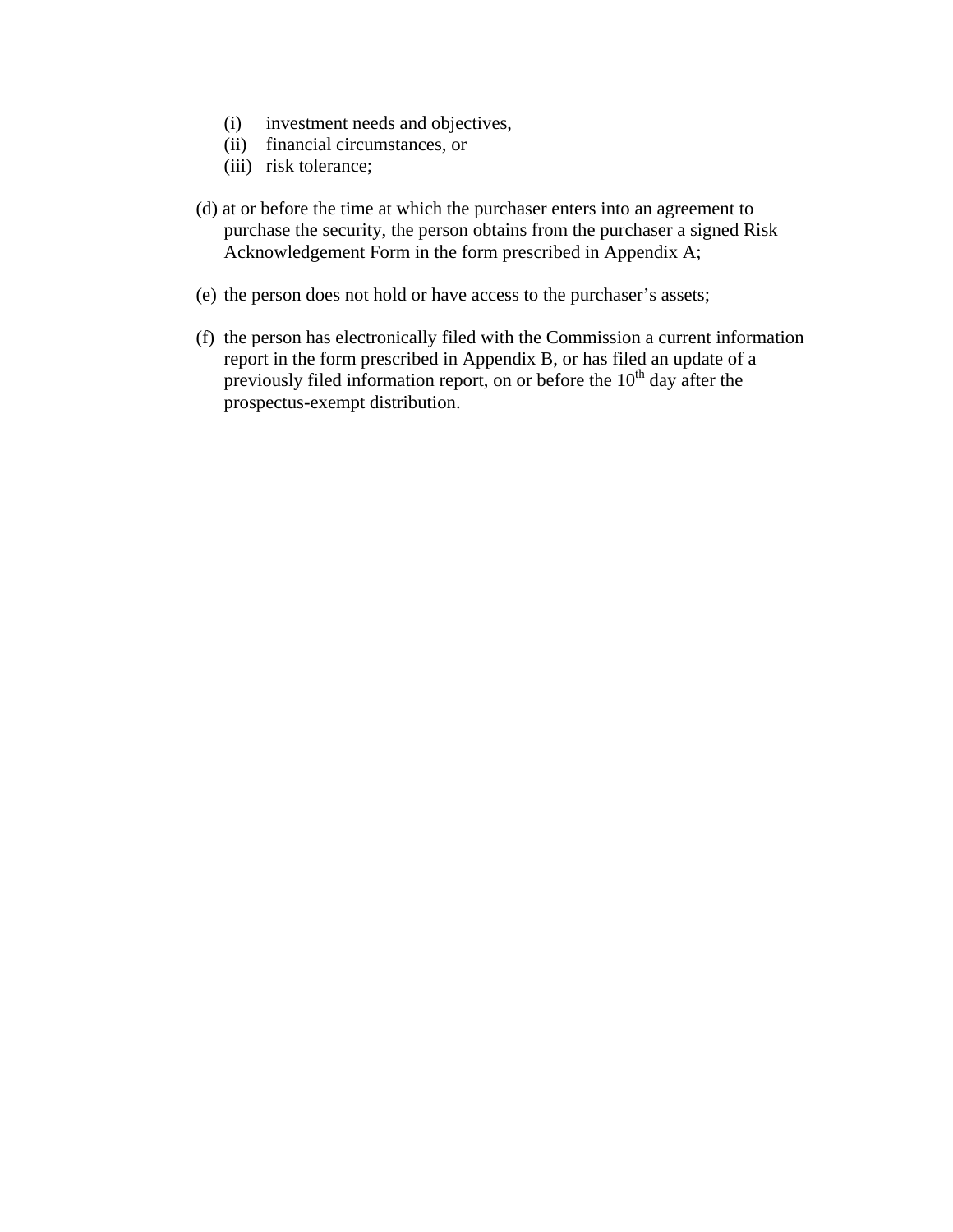(i) investment needs and objectives,
(ii) financial circumstances, or
(iii) risk tolerance;

(d) at or before the time at which the purchaser enters into an agreement to purchase the security, the person obtains from the purchaser a signed Risk Acknowledgement Form in the form prescribed in Appendix A;

(e) the person does not hold or have access to the purchaser's assets;

(f) the person has electronically filed with the Commission a current information report in the form prescribed in Appendix B, or has filed an update of a previously filed information report, on or before the 10th day after the prospectus-exempt distribution.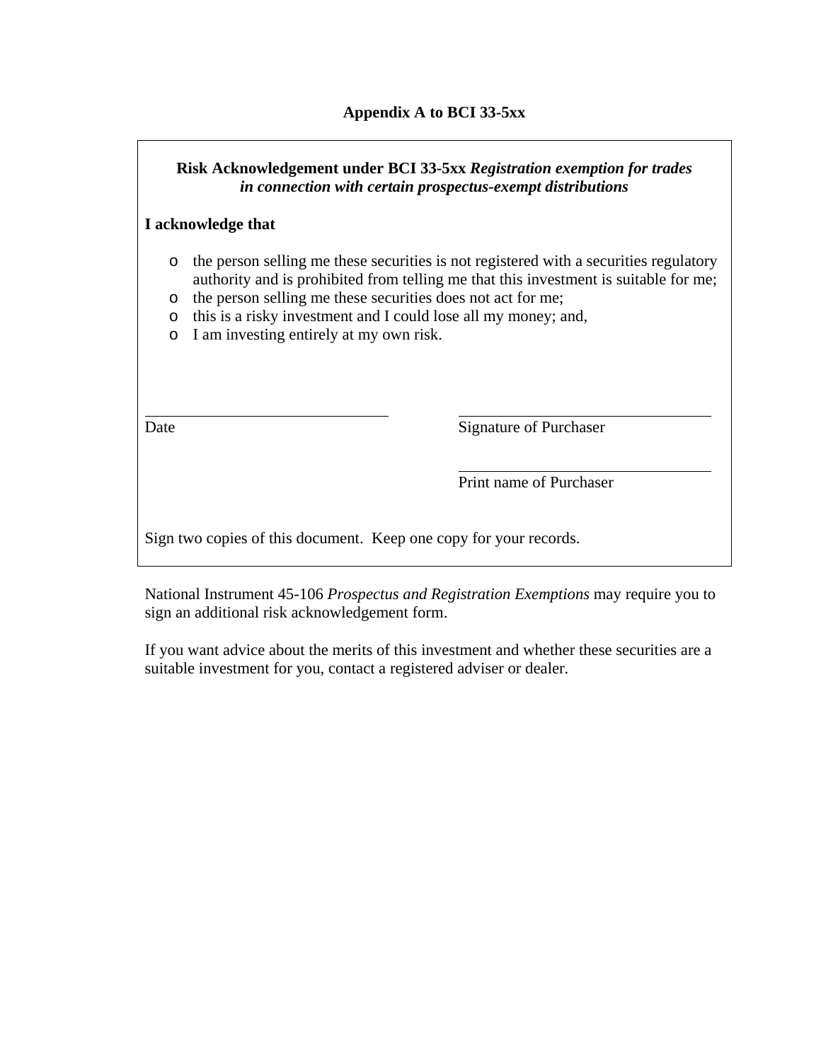**Appendix A to BCI 33-5xx**

**Risk Acknowledgement under BCI 33-5xx *Registration exemption for trades in connection with certain prospectus-exempt distributions***

**I acknowledge that**

- the person selling me these securities is not registered with a securities regulatory authority and is prohibited from telling me that this investment is suitable for me;
- the person selling me these securities does not act for me;
- this is a risky investment and I could lose all my money; and,
- I am investing entirely at my own risk.

______________________________
Date

______________________________
Signature of Purchaser

______________________________
Print name of Purchaser

Sign two copies of this document. Keep one copy for your records.

National Instrument 45-106 *Prospectus and Registration Exemptions* may require you to sign an additional risk acknowledgement form.

If you want advice about the merits of this investment and whether these securities are a suitable investment for you, contact a registered adviser or dealer.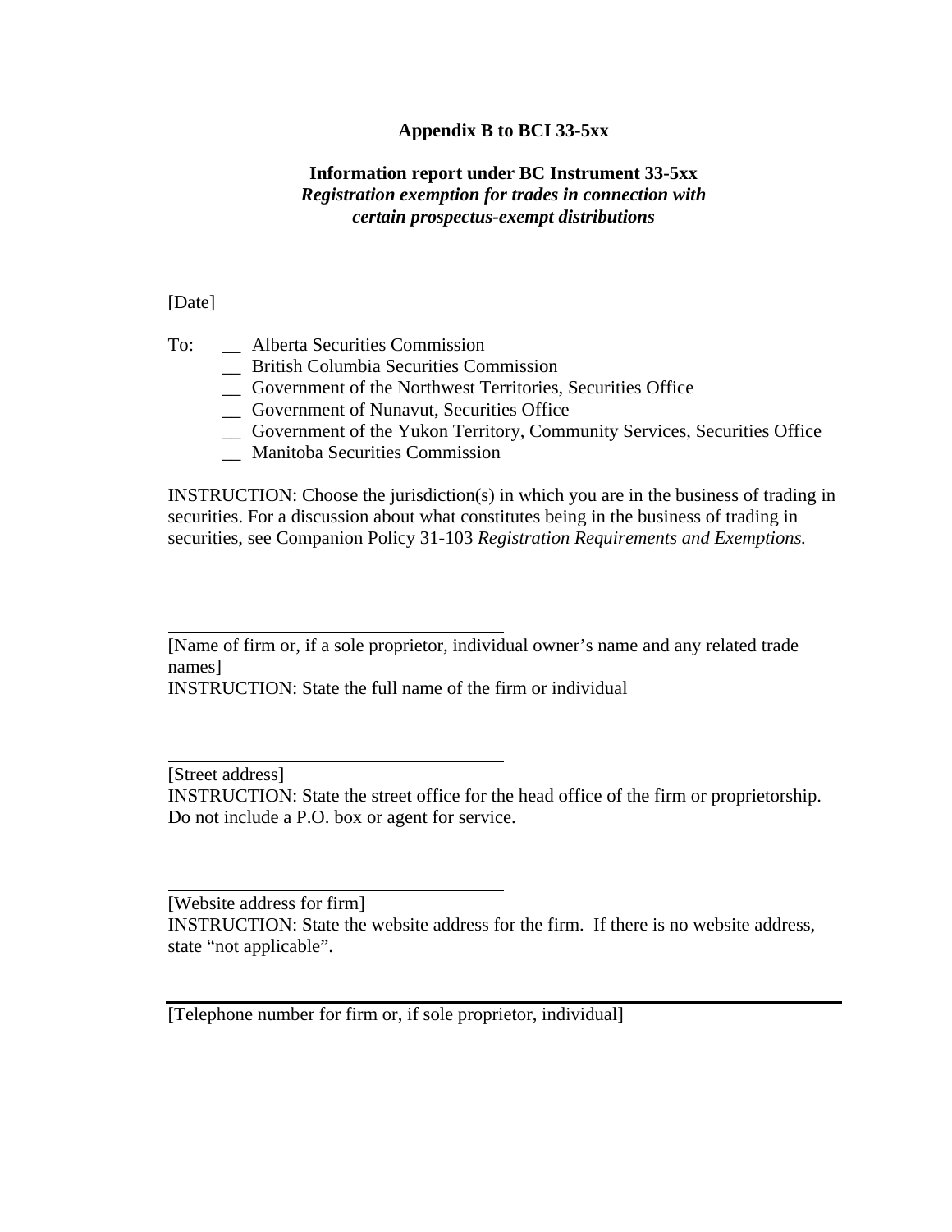**Appendix B to BCI 33-5xx**

**Information report under BC Instrument 33-5xx**
***Registration exemption for trades in connection with certain prospectus-exempt distributions***

[Date]

To:
- __ Alberta Securities Commission
- __ British Columbia Securities Commission
- __ Government of the Northwest Territories, Securities Office
- __ Government of Nunavut, Securities Office
- __ Government of the Yukon Territory, Community Services, Securities Office
- __ Manitoba Securities Commission

INSTRUCTION: Choose the jurisdiction(s) in which you are in the business of trading in securities. For a discussion about what constitutes being in the business of trading in securities, see Companion Policy 31-103 *Registration Requirements and Exemptions.*

\_\_\_\_\_\_\_\_\_\_\_\_\_\_\_\_\_\_\_\_\_\_\_\_\_\_\_\_\_\_\_\_\_\_\_\_
[Name of firm or, if a sole proprietor, individual owner's name and any related trade names]
INSTRUCTION: State the full name of the firm or individual

\_\_\_\_\_\_\_\_\_\_\_\_\_\_\_\_\_\_\_\_\_\_\_\_\_\_\_\_\_\_\_\_\_\_\_\_
[Street address]
INSTRUCTION: State the street office for the head office of the firm or proprietorship. Do not include a P.O. box or agent for service.

\_\_\_\_\_\_\_\_\_\_\_\_\_\_\_\_\_\_\_\_\_\_\_\_\_\_\_\_\_\_\_\_\_\_\_\_
[Website address for firm]
INSTRUCTION: State the website address for the firm. If there is no website address, state "not applicable".

\_\_\_\_\_\_\_\_\_\_\_\_\_\_\_\_\_\_\_\_\_\_\_\_\_\_\_\_\_\_\_\_\_\_\_\_\_\_\_\_\_\_\_\_\_\_\_\_\_\_\_\_\_\_\_\_\_\_\_\_\_\_\_\_\_\_\_\_\_\_
[Telephone number for firm or, if sole proprietor, individual]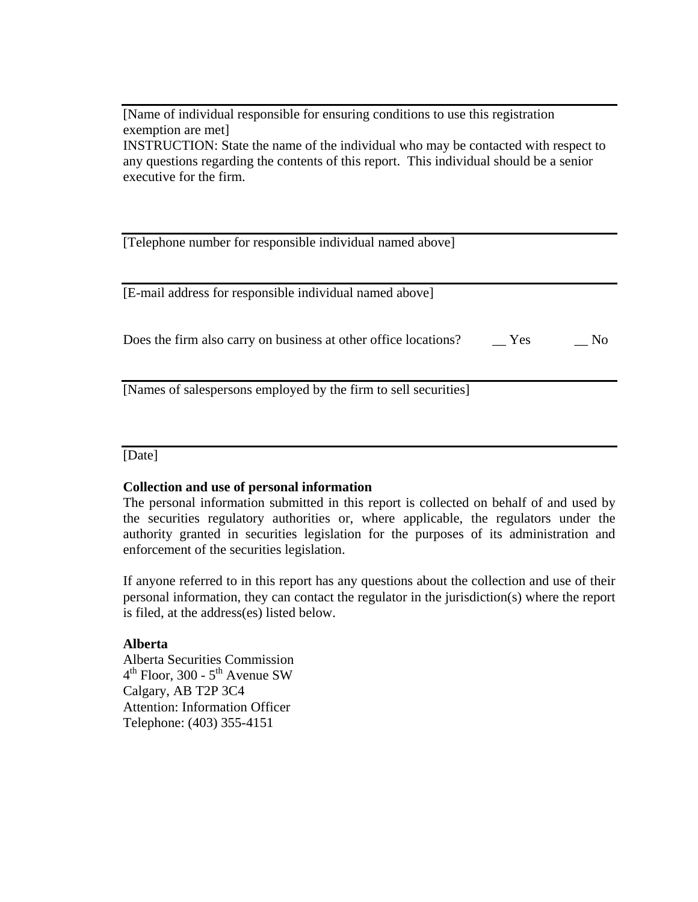---

[Name of individual responsible for ensuring conditions to use this registration exemption are met]
INSTRUCTION: State the name of the individual who may be contacted with respect to any questions regarding the contents of this report. This individual should be a senior executive for the firm.

---

[Telephone number for responsible individual named above]

---

[E-mail address for responsible individual named above]

Does the firm also carry on business at other office locations? __ Yes __ No

---

[Names of salespersons employed by the firm to sell securities]

---

[Date]

**Collection and use of personal information**
The personal information submitted in this report is collected on behalf of and used by the securities regulatory authorities or, where applicable, the regulators under the authority granted in securities legislation for the purposes of its administration and enforcement of the securities legislation.

If anyone referred to in this report has any questions about the collection and use of their personal information, they can contact the regulator in the jurisdiction(s) where the report is filed, at the address(es) listed below.

**Alberta**
Alberta Securities Commission
4th Floor, 300 - 5th Avenue SW
Calgary, AB T2P 3C4
Attention: Information Officer
Telephone: (403) 355-4151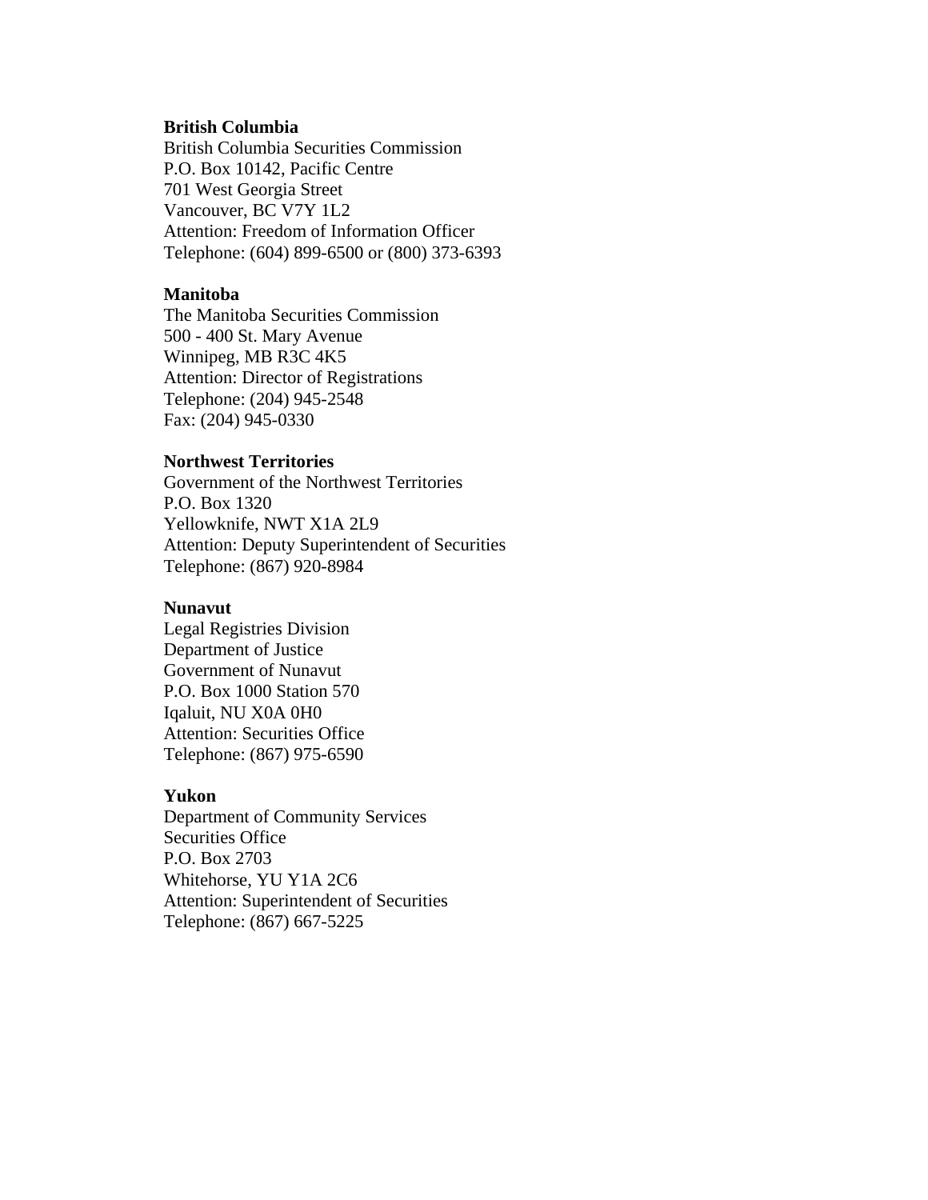**British Columbia**
British Columbia Securities Commission
P.O. Box 10142, Pacific Centre
701 West Georgia Street
Vancouver, BC V7Y 1L2
Attention: Freedom of Information Officer
Telephone: (604) 899-6500 or (800) 373-6393

**Manitoba**
The Manitoba Securities Commission
500 - 400 St. Mary Avenue
Winnipeg, MB R3C 4K5
Attention: Director of Registrations
Telephone: (204) 945-2548
Fax: (204) 945-0330

**Northwest Territories**
Government of the Northwest Territories
P.O. Box 1320
Yellowknife, NWT X1A 2L9
Attention: Deputy Superintendent of Securities
Telephone: (867) 920-8984

**Nunavut**
Legal Registries Division
Department of Justice
Government of Nunavut
P.O. Box 1000 Station 570
Iqaluit, NU X0A 0H0
Attention: Securities Office
Telephone: (867) 975-6590

**Yukon**
Department of Community Services
Securities Office
P.O. Box 2703
Whitehorse, YU Y1A 2C6
Attention: Superintendent of Securities
Telephone: (867) 667-5225